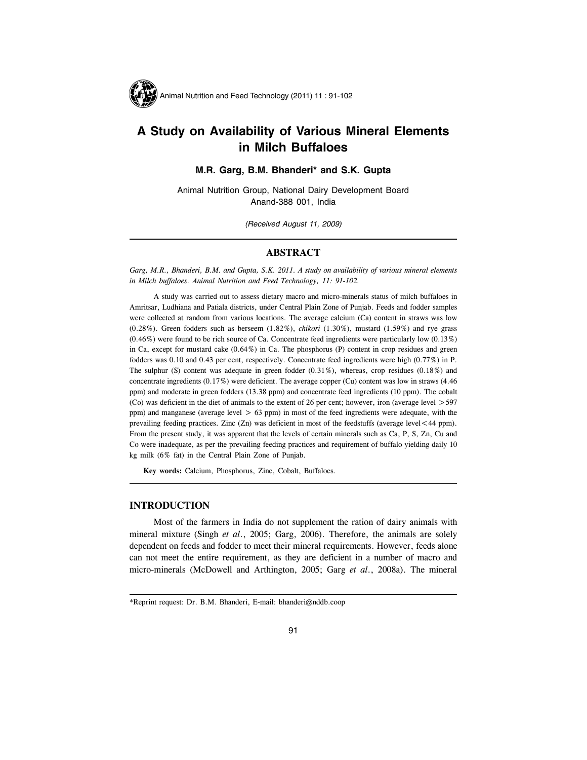# A Study on Availability of Various Mineral Elements in Milch Buffaloes

**M.R. Garg, B.M. Bhanderi\* and S.K. Gupta**

Animal Nutrition Group, National Dairy Development Board
Anand-388 001, India

*(Received August 11, 2009)*

## ABSTRACT

*Garg, M.R., Bhanderi, B.M. and Gupta, S.K. 2011. A study on availability of various mineral elements in Milch buffaloes. Animal Nutrition and Feed Technology, 11: 91-102.*

A study was carried out to assess dietary macro and micro-minerals status of milch buffaloes in Amritsar, Ludhiana and Patiala districts, under Central Plain Zone of Punjab. Feeds and fodder samples were collected at random from various locations. The average calcium (Ca) content in straws was low (0.28%). Green fodders such as berseem (1.82%), *chikori* (1.30%), mustard (1.59%) and rye grass (0.46%) were found to be rich source of Ca. Concentrate feed ingredients were particularly low (0.13%) in Ca, except for mustard cake (0.64%) in Ca. The phosphorus (P) content in crop residues and green fodders was 0.10 and 0.43 per cent, respectively. Concentrate feed ingredients were high (0.77%) in P. The sulphur (S) content was adequate in green fodder (0.31%), whereas, crop residues (0.18%) and concentrate ingredients (0.17%) were deficient. The average copper (Cu) content was low in straws (4.46 ppm) and moderate in green fodders (13.38 ppm) and concentrate feed ingredients (10 ppm). The cobalt (Co) was deficient in the diet of animals to the extent of 26 per cent; however, iron (average level >597 ppm) and manganese (average level > 63 ppm) in most of the feed ingredients were adequate, with the prevailing feeding practices. Zinc (Zn) was deficient in most of the feedstuffs (average level<44 ppm). From the present study, it was apparent that the levels of certain minerals such as Ca, P, S, Zn, Cu and Co were inadequate, as per the prevailing feeding practices and requirement of buffalo yielding daily 10 kg milk (6% fat) in the Central Plain Zone of Punjab.

**Key words:** Calcium, Phosphorus, Zinc, Cobalt, Buffaloes.

## INTRODUCTION

Most of the farmers in India do not supplement the ration of dairy animals with mineral mixture (Singh *et al*., 2005; Garg, 2006). Therefore, the animals are solely dependent on feeds and fodder to meet their mineral requirements. However, feeds alone can not meet the entire requirement, as they are deficient in a number of macro and micro-minerals (McDowell and Arthington, 2005; Garg *et al*., 2008a). The mineral

\*Reprint request: Dr. B.M. Bhanderi, E-mail: bhanderi@nddb.coop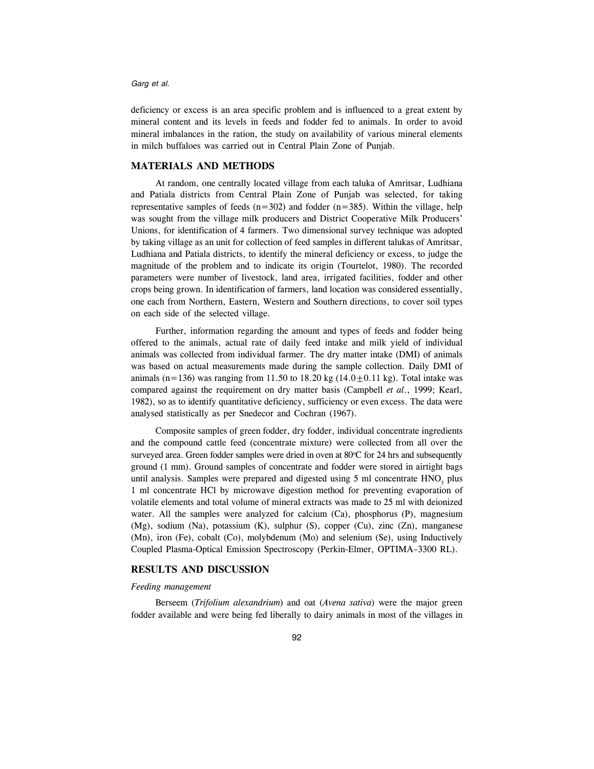deficiency or excess is an area specific problem and is influenced to a great extent by mineral content and its levels in feeds and fodder fed to animals. In order to avoid mineral imbalances in the ration, the study on availability of various mineral elements in milch buffaloes was carried out in Central Plain Zone of Punjab.

## MATERIALS AND METHODS

At random, one centrally located village from each taluka of Amritsar, Ludhiana and Patiala districts from Central Plain Zone of Punjab was selected, for taking representative samples of feeds (n=302) and fodder (n=385). Within the village, help was sought from the village milk producers and District Cooperative Milk Producers' Unions, for identification of 4 farmers. Two dimensional survey technique was adopted by taking village as an unit for collection of feed samples in different talukas of Amritsar, Ludhiana and Patiala districts, to identify the mineral deficiency or excess, to judge the magnitude of the problem and to indicate its origin (Tourtelot, 1980). The recorded parameters were number of livestock, land area, irrigated facilities, fodder and other crops being grown. In identification of farmers, land location was considered essentially, one each from Northern, Eastern, Western and Southern directions, to cover soil types on each side of the selected village.

Further, information regarding the amount and types of feeds and fodder being offered to the animals, actual rate of daily feed intake and milk yield of individual animals was collected from individual farmer. The dry matter intake (DMI) of animals was based on actual measurements made during the sample collection. Daily DMI of animals (n=136) was ranging from 11.50 to 18.20 kg ($14.0 \pm 0.11$ kg). Total intake was compared against the requirement on dry matter basis (Campbell *et al*., 1999; Kearl, 1982), so as to identify quantitative deficiency, sufficiency or even excess. The data were analysed statistically as per Snedecor and Cochran (1967).

Composite samples of green fodder, dry fodder, individual concentrate ingredients and the compound cattle feed (concentrate mixture) were collected from all over the surveyed area. Green fodder samples were dried in oven at 80°C for 24 hrs and subsequently ground (1 mm). Ground samples of concentrate and fodder were stored in airtight bags until analysis. Samples were prepared and digested using 5 ml concentrate $HNO_3$ plus 1 ml concentrate HCl by microwave digestion method for preventing evaporation of volatile elements and total volume of mineral extracts was made to 25 ml with deionized water. All the samples were analyzed for calcium (Ca), phosphorus (P), magnesium (Mg), sodium (Na), potassium (K), sulphur (S), copper (Cu), zinc (Zn), manganese (Mn), iron (Fe), cobalt (Co), molybdenum (Mo) and selenium (Se), using Inductively Coupled Plasma-Optical Emission Spectroscopy (Perkin-Elmer, OPTIMA-3300 RL).

## RESULTS AND DISCUSSION

### *Feeding management*

Berseem (*Trifolium alexandrium*) and oat (*Avena sativa*) were the major green fodder available and were being fed liberally to dairy animals in most of the villages in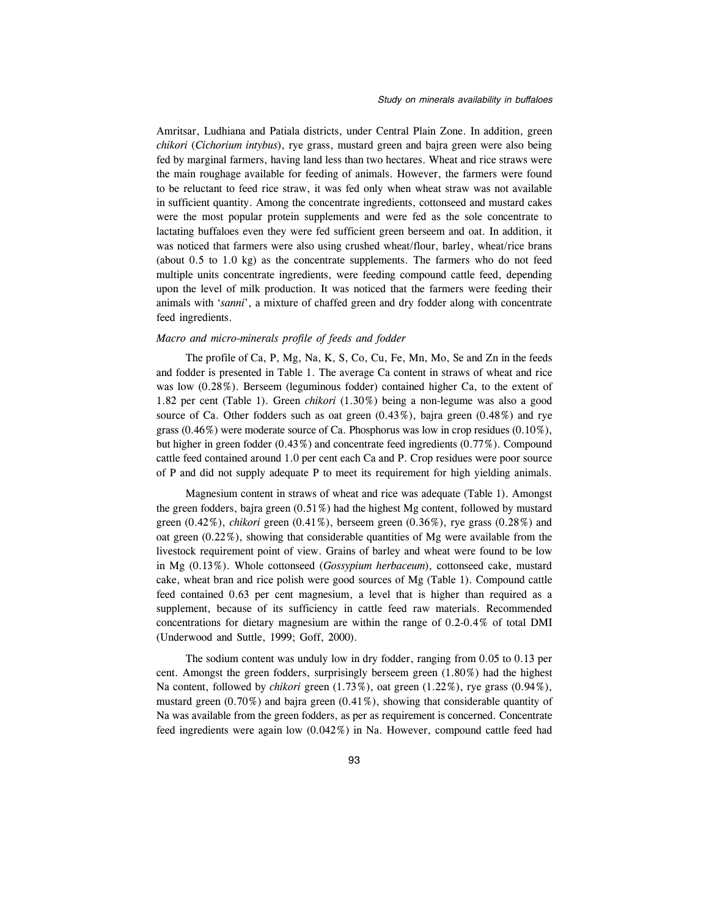Amritsar, Ludhiana and Patiala districts, under Central Plain Zone. In addition, green *chikori* (*Cichorium intybus*), rye grass, mustard green and bajra green were also being fed by marginal farmers, having land less than two hectares. Wheat and rice straws were the main roughage available for feeding of animals. However, the farmers were found to be reluctant to feed rice straw, it was fed only when wheat straw was not available in sufficient quantity. Among the concentrate ingredients, cottonseed and mustard cakes were the most popular protein supplements and were fed as the sole concentrate to lactating buffaloes even they were fed sufficient green berseem and oat. In addition, it was noticed that farmers were also using crushed wheat/flour, barley, wheat/rice brans (about 0.5 to 1.0 kg) as the concentrate supplements. The farmers who do not feed multiple units concentrate ingredients, were feeding compound cattle feed, depending upon the level of milk production. It was noticed that the farmers were feeding their animals with '*sanni*', a mixture of chaffed green and dry fodder along with concentrate feed ingredients.

### *Macro and micro-minerals profile of feeds and fodder*

The profile of Ca, P, Mg, Na, K, S, Co, Cu, Fe, Mn, Mo, Se and Zn in the feeds and fodder is presented in Table 1. The average Ca content in straws of wheat and rice was low (0.28%). Berseem (leguminous fodder) contained higher Ca, to the extent of 1.82 per cent (Table 1). Green *chikori* (1.30%) being a non-legume was also a good source of Ca. Other fodders such as oat green (0.43%), bajra green (0.48%) and rye grass (0.46%) were moderate source of Ca. Phosphorus was low in crop residues (0.10%), but higher in green fodder (0.43%) and concentrate feed ingredients (0.77%). Compound cattle feed contained around 1.0 per cent each Ca and P. Crop residues were poor source of P and did not supply adequate P to meet its requirement for high yielding animals.

Magnesium content in straws of wheat and rice was adequate (Table 1). Amongst the green fodders, bajra green (0.51%) had the highest Mg content, followed by mustard green (0.42%), *chikori* green (0.41%), berseem green (0.36%), rye grass (0.28%) and oat green (0.22%), showing that considerable quantities of Mg were available from the livestock requirement point of view. Grains of barley and wheat were found to be low in Mg (0.13%). Whole cottonseed (*Gossypium herbaceum*), cottonseed cake, mustard cake, wheat bran and rice polish were good sources of Mg (Table 1). Compound cattle feed contained 0.63 per cent magnesium, a level that is higher than required as a supplement, because of its sufficiency in cattle feed raw materials. Recommended concentrations for dietary magnesium are within the range of 0.2-0.4% of total DMI (Underwood and Suttle, 1999; Goff, 2000).

The sodium content was unduly low in dry fodder, ranging from 0.05 to 0.13 per cent. Amongst the green fodders, surprisingly berseem green (1.80%) had the highest Na content, followed by *chikori* green (1.73%), oat green (1.22%), rye grass (0.94%), mustard green (0.70%) and bajra green (0.41%), showing that considerable quantity of Na was available from the green fodders, as per as requirement is concerned. Concentrate feed ingredients were again low (0.042%) in Na. However, compound cattle feed had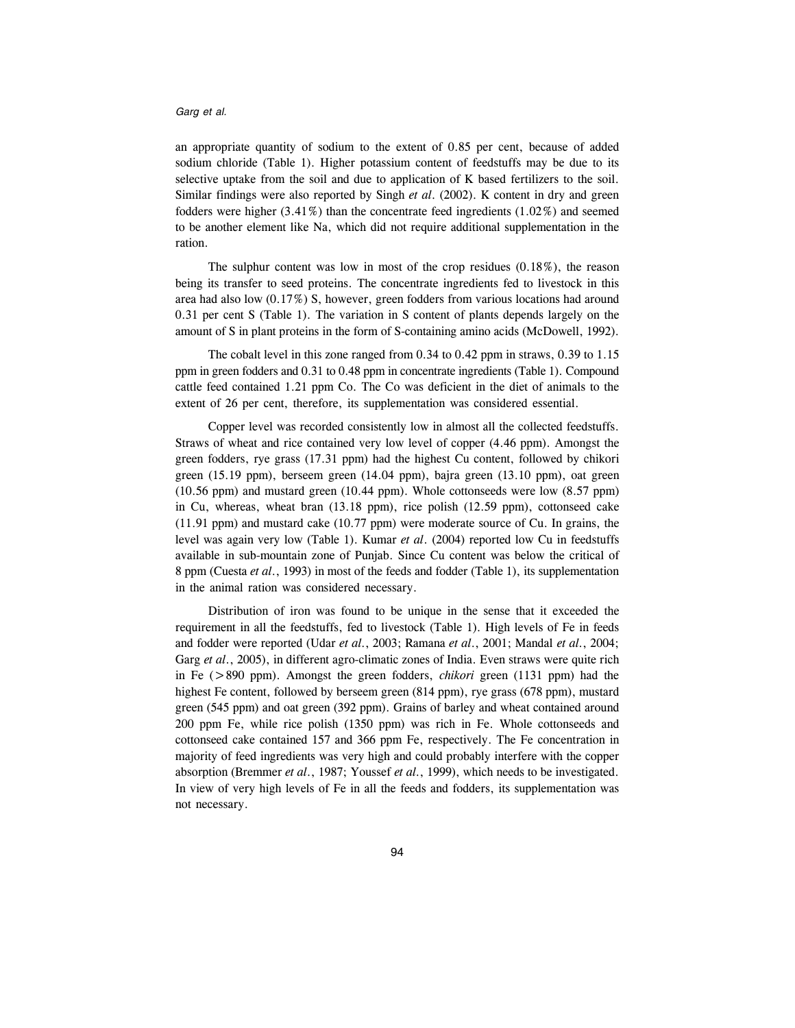an appropriate quantity of sodium to the extent of 0.85 per cent, because of added sodium chloride (Table 1). Higher potassium content of feedstuffs may be due to its selective uptake from the soil and due to application of K based fertilizers to the soil. Similar findings were also reported by Singh *et al*. (2002). K content in dry and green fodders were higher (3.41%) than the concentrate feed ingredients (1.02%) and seemed to be another element like Na, which did not require additional supplementation in the ration.

The sulphur content was low in most of the crop residues (0.18%), the reason being its transfer to seed proteins. The concentrate ingredients fed to livestock in this area had also low (0.17%) S, however, green fodders from various locations had around 0.31 per cent S (Table 1). The variation in S content of plants depends largely on the amount of S in plant proteins in the form of S-containing amino acids (McDowell, 1992).

The cobalt level in this zone ranged from 0.34 to 0.42 ppm in straws, 0.39 to 1.15 ppm in green fodders and 0.31 to 0.48 ppm in concentrate ingredients (Table 1). Compound cattle feed contained 1.21 ppm Co. The Co was deficient in the diet of animals to the extent of 26 per cent, therefore, its supplementation was considered essential.

Copper level was recorded consistently low in almost all the collected feedstuffs. Straws of wheat and rice contained very low level of copper (4.46 ppm). Amongst the green fodders, rye grass (17.31 ppm) had the highest Cu content, followed by chikori green (15.19 ppm), berseem green (14.04 ppm), bajra green (13.10 ppm), oat green (10.56 ppm) and mustard green (10.44 ppm). Whole cottonseeds were low (8.57 ppm) in Cu, whereas, wheat bran (13.18 ppm), rice polish (12.59 ppm), cottonseed cake (11.91 ppm) and mustard cake (10.77 ppm) were moderate source of Cu. In grains, the level was again very low (Table 1). Kumar *et al*. (2004) reported low Cu in feedstuffs available in sub-mountain zone of Punjab. Since Cu content was below the critical of 8 ppm (Cuesta *et al*., 1993) in most of the feeds and fodder (Table 1), its supplementation in the animal ration was considered necessary.

Distribution of iron was found to be unique in the sense that it exceeded the requirement in all the feedstuffs, fed to livestock (Table 1). High levels of Fe in feeds and fodder were reported (Udar *et al*., 2003; Ramana *et al*., 2001; Mandal *et al*., 2004; Garg *et al*., 2005), in different agro-climatic zones of India. Even straws were quite rich in Fe (>890 ppm). Amongst the green fodders, *chikori* green (1131 ppm) had the highest Fe content, followed by berseem green (814 ppm), rye grass (678 ppm), mustard green (545 ppm) and oat green (392 ppm). Grains of barley and wheat contained around 200 ppm Fe, while rice polish (1350 ppm) was rich in Fe. Whole cottonseeds and cottonseed cake contained 157 and 366 ppm Fe, respectively. The Fe concentration in majority of feed ingredients was very high and could probably interfere with the copper absorption (Bremmer *et al*., 1987; Youssef *et al*., 1999), which needs to be investigated. In view of very high levels of Fe in all the feeds and fodders, its supplementation was not necessary.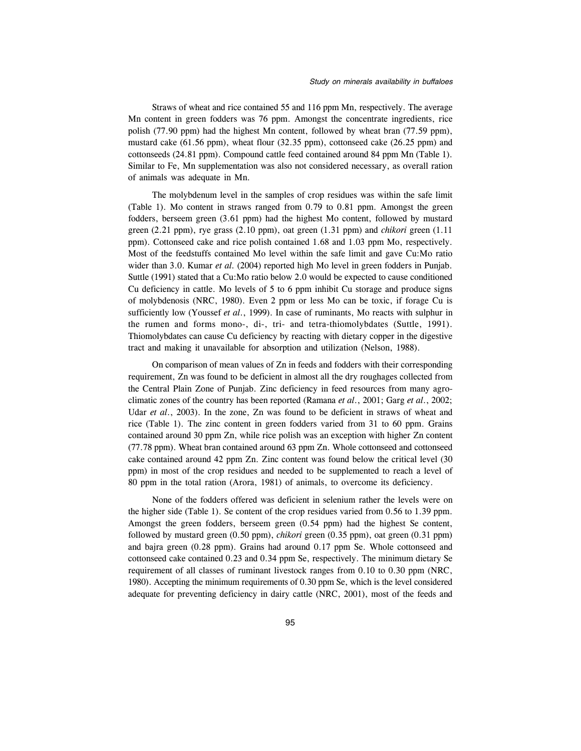Straws of wheat and rice contained 55 and 116 ppm Mn, respectively. The average Mn content in green fodders was 76 ppm. Amongst the concentrate ingredients, rice polish (77.90 ppm) had the highest Mn content, followed by wheat bran (77.59 ppm), mustard cake (61.56 ppm), wheat flour (32.35 ppm), cottonseed cake (26.25 ppm) and cottonseeds (24.81 ppm). Compound cattle feed contained around 84 ppm Mn (Table 1). Similar to Fe, Mn supplementation was also not considered necessary, as overall ration of animals was adequate in Mn.

The molybdenum level in the samples of crop residues was within the safe limit (Table 1). Mo content in straws ranged from 0.79 to 0.81 ppm. Amongst the green fodders, berseem green (3.61 ppm) had the highest Mo content, followed by mustard green (2.21 ppm), rye grass (2.10 ppm), oat green (1.31 ppm) and *chikori* green (1.11 ppm). Cottonseed cake and rice polish contained 1.68 and 1.03 ppm Mo, respectively. Most of the feedstuffs contained Mo level within the safe limit and gave Cu:Mo ratio wider than 3.0. Kumar *et al.* (2004) reported high Mo level in green fodders in Punjab. Suttle (1991) stated that a Cu:Mo ratio below 2.0 would be expected to cause conditioned Cu deficiency in cattle. Mo levels of 5 to 6 ppm inhibit Cu storage and produce signs of molybdenosis (NRC, 1980). Even 2 ppm or less Mo can be toxic, if forage Cu is sufficiently low (Youssef *et al.*, 1999). In case of ruminants, Mo reacts with sulphur in the rumen and forms mono-, di-, tri- and tetra-thiomolybdates (Suttle, 1991). Thiomolybdates can cause Cu deficiency by reacting with dietary copper in the digestive tract and making it unavailable for absorption and utilization (Nelson, 1988).

On comparison of mean values of Zn in feeds and fodders with their corresponding requirement, Zn was found to be deficient in almost all the dry roughages collected from the Central Plain Zone of Punjab. Zinc deficiency in feed resources from many agro-climatic zones of the country has been reported (Ramana *et al.*, 2001; Garg *et al.*, 2002; Udar *et al.*, 2003). In the zone, Zn was found to be deficient in straws of wheat and rice (Table 1). The zinc content in green fodders varied from 31 to 60 ppm. Grains contained around 30 ppm Zn, while rice polish was an exception with higher Zn content (77.78 ppm). Wheat bran contained around 63 ppm Zn. Whole cottonseed and cottonseed cake contained around 42 ppm Zn. Zinc content was found below the critical level (30 ppm) in most of the crop residues and needed to be supplemented to reach a level of 80 ppm in the total ration (Arora, 1981) of animals, to overcome its deficiency.

None of the fodders offered was deficient in selenium rather the levels were on the higher side (Table 1). Se content of the crop residues varied from 0.56 to 1.39 ppm. Amongst the green fodders, berseem green (0.54 ppm) had the highest Se content, followed by mustard green (0.50 ppm), *chikori* green (0.35 ppm), oat green (0.31 ppm) and bajra green (0.28 ppm). Grains had around 0.17 ppm Se. Whole cottonseed and cottonseed cake contained 0.23 and 0.34 ppm Se, respectively. The minimum dietary Se requirement of all classes of ruminant livestock ranges from 0.10 to 0.30 ppm (NRC, 1980). Accepting the minimum requirements of 0.30 ppm Se, which is the level considered adequate for preventing deficiency in dairy cattle (NRC, 2001), most of the feeds and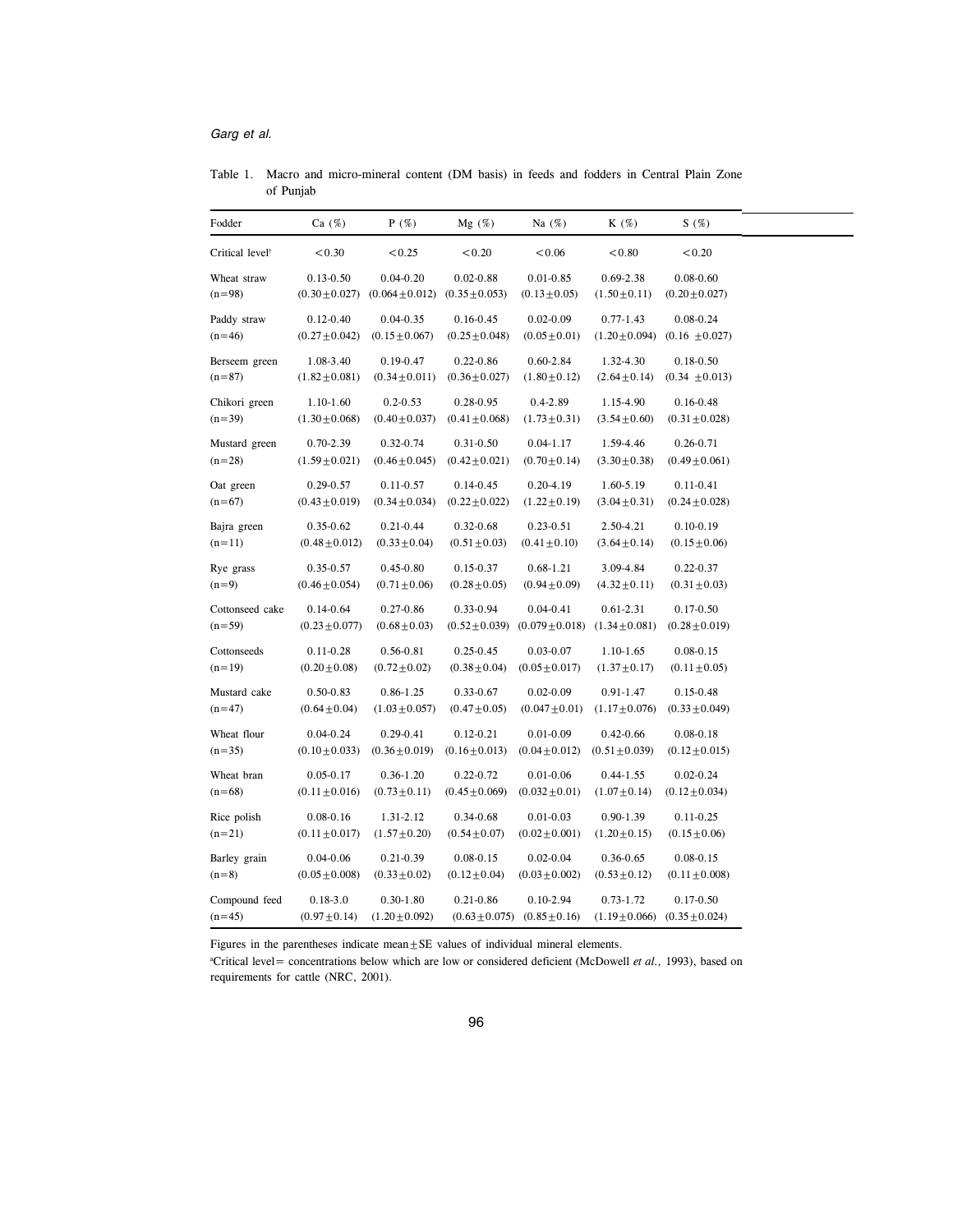Table 1. Macro and micro-mineral content (DM basis) in feeds and fodders in Central Plain Zone of Punjab

| Fodder | Ca (%) | P (%) | Mg (%) | Na (%) | K (%) | S (%) |
|---|---|---|---|---|---|---|
| Critical level[†] | <0.30 | <0.25 | <0.20 | <0.06 | <0.80 | <0.20 |
| Wheat straw (n=98) | 0.13-0.50 (0.30±0.027) | 0.04-0.20 (0.064±0.012) | 0.02-0.88 (0.35±0.053) | 0.01-0.85 (0.13±0.05) | 0.69-2.38 (1.50±0.11) | 0.08-0.60 (0.20±0.027) |
| Paddy straw (n=46) | 0.12-0.40 (0.27±0.042) | 0.04-0.35 (0.15±0.067) | 0.16-0.45 (0.25±0.048) | 0.02-0.09 (0.05±0.01) | 0.77-1.43 (1.20±0.094) | 0.08-0.24 (0.16 ±0.027) |
| Berseem green (n=87) | 1.08-3.40 (1.82±0.081) | 0.19-0.47 (0.34±0.011) | 0.22-0.86 (0.36±0.027) | 0.60-2.84 (1.80±0.12) | 1.32-4.30 (2.64±0.14) | 0.18-0.50 (0.34 ±0.013) |
| Chikori green (n=39) | 1.10-1.60 (1.30±0.068) | 0.2-0.53 (0.40±0.037) | 0.28-0.95 (0.41±0.068) | 0.4-2.89 (1.73±0.31) | 1.15-4.90 (3.54±0.60) | 0.16-0.48 (0.31±0.028) |
| Mustard green (n=28) | 0.70-2.39 (1.59±0.021) | 0.32-0.74 (0.46±0.045) | 0.31-0.50 (0.42±0.021) | 0.04-1.17 (0.70±0.14) | 1.59-4.46 (3.30±0.38) | 0.26-0.71 (0.49±0.061) |
| Oat green (n=67) | 0.29-0.57 (0.43±0.019) | 0.11-0.57 (0.34±0.034) | 0.14-0.45 (0.22±0.022) | 0.20-4.19 (1.22±0.19) | 1.60-5.19 (3.04±0.31) | 0.11-0.41 (0.24±0.028) |
| Bajra green (n=11) | 0.35-0.62 (0.48±0.012) | 0.21-0.44 (0.33±0.04) | 0.32-0.68 (0.51±0.03) | 0.23-0.51 (0.41±0.10) | 2.50-4.21 (3.64±0.14) | 0.10-0.19 (0.15±0.06) |
| Rye grass (n=9) | 0.35-0.57 (0.46±0.054) | 0.45-0.80 (0.71±0.06) | 0.15-0.37 (0.28±0.05) | 0.68-1.21 (0.94±0.09) | 3.09-4.84 (4.32±0.11) | 0.22-0.37 (0.31±0.03) |
| Cottonseed cake (n=59) | 0.14-0.64 (0.23±0.077) | 0.27-0.86 (0.68±0.03) | 0.33-0.94 (0.52±0.039) | 0.04-0.41 (0.079±0.018) | 0.61-2.31 (1.34±0.081) | 0.17-0.50 (0.28±0.019) |
| Cottonseeds (n=19) | 0.11-0.28 (0.20±0.08) | 0.56-0.81 (0.72±0.02) | 0.25-0.45 (0.38±0.04) | 0.03-0.07 (0.05±0.017) | 1.10-1.65 (1.37±0.17) | 0.08-0.15 (0.11±0.05) |
| Mustard cake (n=47) | 0.50-0.83 (0.64±0.04) | 0.86-1.25 (1.03±0.057) | 0.33-0.67 (0.47±0.05) | 0.02-0.09 (0.047±0.01) | 0.91-1.47 (1.17±0.076) | 0.15-0.48 (0.33±0.049) |
| Wheat flour (n=35) | 0.04-0.24 (0.10±0.033) | 0.29-0.41 (0.36±0.019) | 0.12-0.21 (0.16±0.013) | 0.01-0.09 (0.04±0.012) | 0.42-0.66 (0.51±0.039) | 0.08-0.18 (0.12±0.015) |
| Wheat bran (n=68) | 0.05-0.17 (0.11±0.016) | 0.36-1.20 (0.73±0.11) | 0.22-0.72 (0.45±0.069) | 0.01-0.06 (0.032±0.01) | 0.44-1.55 (1.07±0.14) | 0.02-0.24 (0.12±0.034) |
| Rice polish (n=21) | 0.08-0.16 (0.11±0.017) | 1.31-2.12 (1.57±0.20) | 0.34-0.68 (0.54±0.07) | 0.01-0.03 (0.02±0.001) | 0.90-1.39 (1.20±0.15) | 0.11-0.25 (0.15±0.06) |
| Barley grain (n=8) | 0.04-0.06 (0.05±0.008) | 0.21-0.39 (0.33±0.02) | 0.08-0.15 (0.12±0.04) | 0.02-0.04 (0.03±0.002) | 0.36-0.65 (0.53±0.12) | 0.08-0.15 (0.11±0.008) |
| Compound feed (n=45) | 0.18-3.0 (0.97±0.14) | 0.30-1.80 (1.20±0.092) | 0.21-0.86 (0.63±0.075) | 0.10-2.94 (0.85±0.16) | 0.73-1.72 (1.19±0.066) | 0.17-0.50 (0.35±0.024) |

Figures in the parentheses indicate mean±SE values of individual mineral elements.

[a]Critical level= concentrations below which are low or considered deficient (McDowell *et al.,* 1993), based on requirements for cattle (NRC, 2001).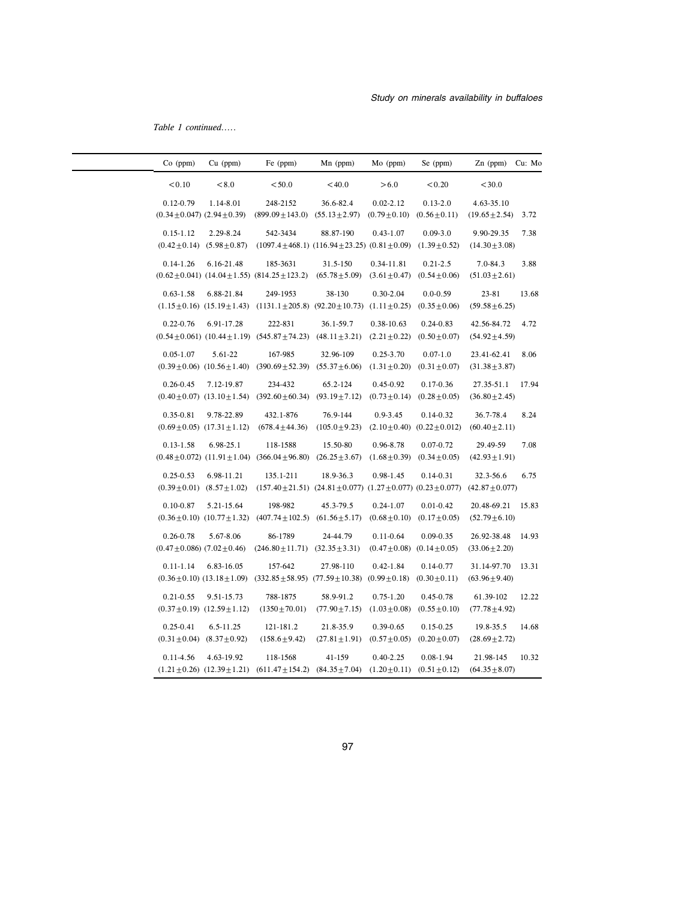*Table 1 continued.....*

| Co (ppm) | Cu (ppm) | Fe (ppm) | Mn (ppm) | Mo (ppm) | Se (ppm) | Zn (ppm) | Cu: Mo |
|---|---|---|---|---|---|---|---|
| <0.10 | <8.0 | <50.0 | <40.0 | >6.0 | <0.20 | <30.0 | |
| 0.12-0.79 (0.34±0.047) | 1.14-8.01 (2.94±0.39) | 248-2152 (899.09±143.0) | 36.6-82.4 (55.13±2.97) | 0.02-2.12 (0.79±0.10) | 0.13-2.0 (0.56±0.11) | 4.63-35.10 (19.65±2.54) | 3.72 |
| 0.15-1.12 (0.42±0.14) | 2.29-8.24 (5.98±0.87) | 542-3434 (1097.4±468.1) | 88.87-190 (116.94±23.25) | 0.43-1.07 (0.81±0.09) | 0.09-3.0 (1.39±0.52) | 9.90-29.35 (14.30±3.08) | 7.38 |
| 0.14-1.26 (0.62±0.041) | 6.16-21.48 (14.04±1.55) | 185-3631 (814.25±123.2) | 31.5-150 (65.78±5.09) | 0.34-11.81 (3.61±0.47) | 0.21-2.5 (0.54±0.06) | 7.0-84.3 (51.03±2.61) | 3.88 |
| 0.63-1.58 (1.15±0.16) | 6.88-21.84 (15.19±1.43) | 249-1953 (1131.1±205.8) | 38-130 (92.20±10.73) | 0.30-2.04 (1.11±0.25) | 0.0-0.59 (0.35±0.06) | 23-81 (59.58±6.25) | 13.68 |
| 0.22-0.76 (0.54±0.061) | 6.91-17.28 (10.44±1.19) | 222-831 (545.87±74.23) | 36.1-59.7 (48.11±3.21) | 0.38-10.63 (2.21±0.22) | 0.24-0.83 (0.50±0.07) | 42.56-84.72 (54.92±4.59) | 4.72 |
| 0.05-1.07 (0.39±0.06) | 5.61-22 (10.56±1.40) | 167-985 (390.69±52.39) | 32.96-109 (55.37±6.06) | 0.25-3.70 (1.31±0.20) | 0.07-1.0 (0.31±0.07) | 23.41-62.41 (31.38±3.87) | 8.06 |
| 0.26-0.45 (0.40±0.07) | 7.12-19.87 (13.10±1.54) | 234-432 (392.60±60.34) | 65.2-124 (93.19±7.12) | 0.45-0.92 (0.73±0.14) | 0.17-0.36 (0.28±0.05) | 27.35-51.1 (36.80±2.45) | 17.94 |
| 0.35-0.81 (0.69±0.05) | 9.78-22.89 (17.31±1.12) | 432.1-876 (678.4±44.36) | 76.9-144 (105.0±9.23) | 0.9-3.45 (2.10±0.40) | 0.14-0.32 (0.22±0.012) | 36.7-78.4 (60.40±2.11) | 8.24 |
| 0.13-1.58 (0.48±0.072) | 6.98-25.1 (11.91±1.04) | 118-1588 (366.04±96.80) | 15.50-80 (26.25±3.67) | 0.96-8.78 (1.68±0.39) | 0.07-0.72 (0.34±0.05) | 29.49-59 (42.93±1.91) | 7.08 |
| 0.25-0.53 (0.39±0.01) | 6.98-11.21 (8.57±1.02) | 135.1-211 (157.40±21.51) | 18.9-36.3 (24.81±0.077) | 0.98-1.45 (1.27±0.077) | 0.14-0.31 (0.23±0.077) | 32.3-56.6 (42.87±0.077) | 6.75 |
| 0.10-0.87 (0.36±0.10) | 5.21-15.64 (10.77±1.32) | 198-982 (407.74±102.5) | 45.3-79.5 (61.56±5.17) | 0.24-1.07 (0.68±0.10) | 0.01-0.42 (0.17±0.05) | 20.48-69.21 (52.79±6.10) | 15.83 |
| 0.26-0.78 (0.47±0.086) | 5.67-8.06 (7.02±0.46) | 86-1789 (246.80±11.71) | 24-44.79 (32.35±3.31) | 0.11-0.64 (0.47±0.08) | 0.09-0.35 (0.14±0.05) | 26.92-38.48 (33.06±2.20) | 14.93 |
| 0.11-1.14 (0.36±0.10) | 6.83-16.05 (13.18±1.09) | 157-642 (332.85±58.95) | 27.98-110 (77.59±10.38) | 0.42-1.84 (0.99±0.18) | 0.14-0.77 (0.30±0.11) | 31.14-97.70 (63.96±9.40) | 13.31 |
| 0.21-0.55 (0.37±0.19) | 9.51-15.73 (12.59±1.12) | 788-1875 (1350±70.01) | 58.9-91.2 (77.90±7.15) | 0.75-1.20 (1.03±0.08) | 0.45-0.78 (0.55±0.10) | 61.39-102 (77.78±4.92) | 12.22 |
| 0.25-0.41 (0.31±0.04) | 6.5-11.25 (8.37±0.92) | 121-181.2 (158.6±9.42) | 21.8-35.9 (27.81±1.91) | 0.39-0.65 (0.57±0.05) | 0.15-0.25 (0.20±0.07) | 19.8-35.5 (28.69±2.72) | 14.68 |
| 0.11-4.56 (1.21±0.26) | 4.63-19.92 (12.39±1.21) | 118-1568 (611.47±154.2) | 41-159 (84.35±7.04) | 0.40-2.25 (1.20±0.11) | 0.08-1.94 (0.51±0.12) | 21.98-145 (64.35±8.07) | 10.32 |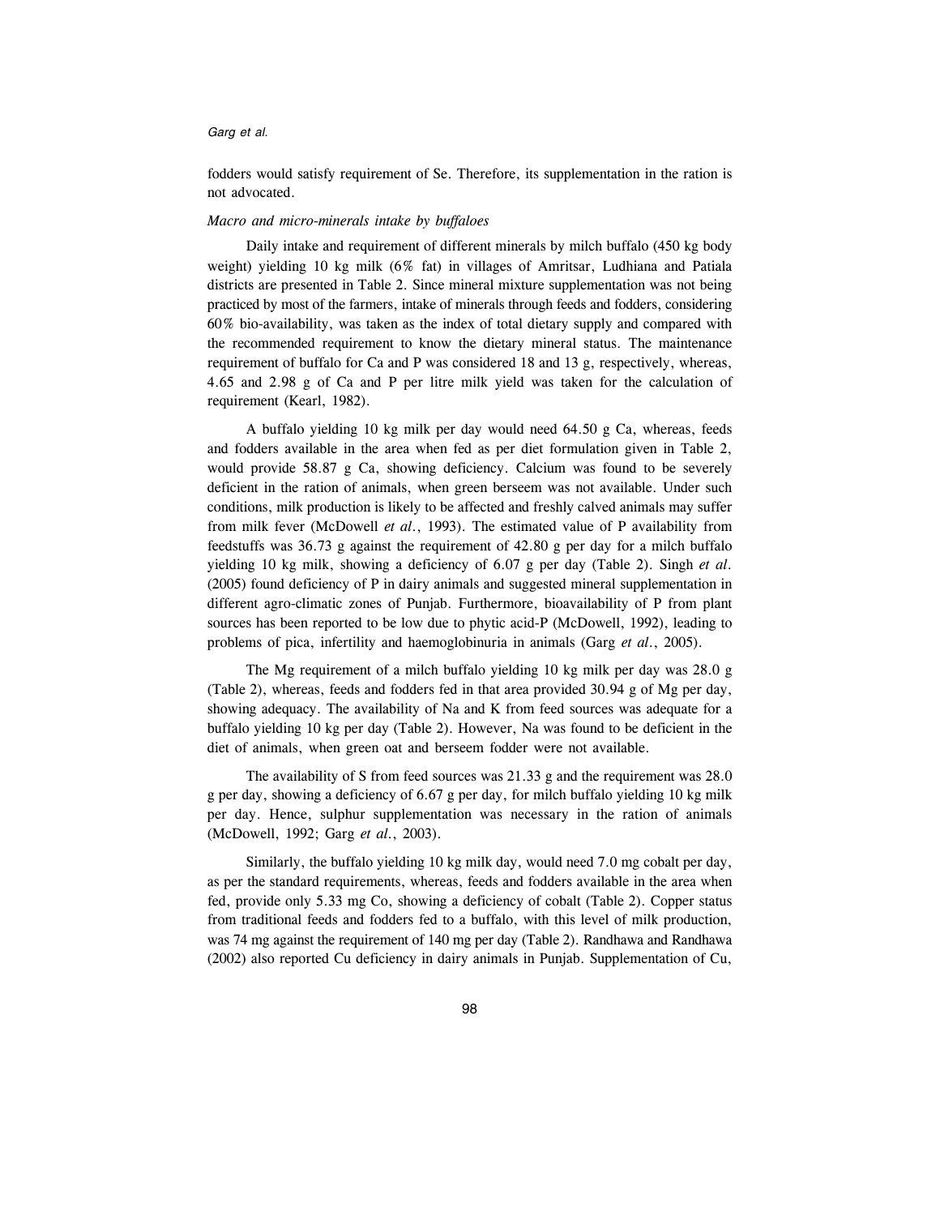fodders would satisfy requirement of Se. Therefore, its supplementation in the ration is not advocated.

*Macro and micro-minerals intake by buffaloes*

Daily intake and requirement of different minerals by milch buffalo (450 kg body weight) yielding 10 kg milk (6% fat) in villages of Amritsar, Ludhiana and Patiala districts are presented in Table 2. Since mineral mixture supplementation was not being practiced by most of the farmers, intake of minerals through feeds and fodders, considering 60% bio-availability, was taken as the index of total dietary supply and compared with the recommended requirement to know the dietary mineral status. The maintenance requirement of buffalo for Ca and P was considered 18 and 13 g, respectively, whereas, 4.65 and 2.98 g of Ca and P per litre milk yield was taken for the calculation of requirement (Kearl, 1982).

A buffalo yielding 10 kg milk per day would need 64.50 g Ca, whereas, feeds and fodders available in the area when fed as per diet formulation given in Table 2, would provide 58.87 g Ca, showing deficiency. Calcium was found to be severely deficient in the ration of animals, when green berseem was not available. Under such conditions, milk production is likely to be affected and freshly calved animals may suffer from milk fever (McDowell *et al.*, 1993). The estimated value of P availability from feedstuffs was 36.73 g against the requirement of 42.80 g per day for a milch buffalo yielding 10 kg milk, showing a deficiency of 6.07 g per day (Table 2). Singh *et al.* (2005) found deficiency of P in dairy animals and suggested mineral supplementation in different agro-climatic zones of Punjab. Furthermore, bioavailability of P from plant sources has been reported to be low due to phytic acid-P (McDowell, 1992), leading to problems of pica, infertility and haemoglobinuria in animals (Garg *et al.*, 2005).

The Mg requirement of a milch buffalo yielding 10 kg milk per day was 28.0 g (Table 2), whereas, feeds and fodders fed in that area provided 30.94 g of Mg per day, showing adequacy. The availability of Na and K from feed sources was adequate for a buffalo yielding 10 kg per day (Table 2). However, Na was found to be deficient in the diet of animals, when green oat and berseem fodder were not available.

The availability of S from feed sources was 21.33 g and the requirement was 28.0 g per day, showing a deficiency of 6.67 g per day, for milch buffalo yielding 10 kg milk per day. Hence, sulphur supplementation was necessary in the ration of animals (McDowell, 1992; Garg *et al.*, 2003).

Similarly, the buffalo yielding 10 kg milk day, would need 7.0 mg cobalt per day, as per the standard requirements, whereas, feeds and fodders available in the area when fed, provide only 5.33 mg Co, showing a deficiency of cobalt (Table 2). Copper status from traditional feeds and fodders fed to a buffalo, with this level of milk production, was 74 mg against the requirement of 140 mg per day (Table 2). Randhawa and Randhawa (2002) also reported Cu deficiency in dairy animals in Punjab. Supplementation of Cu,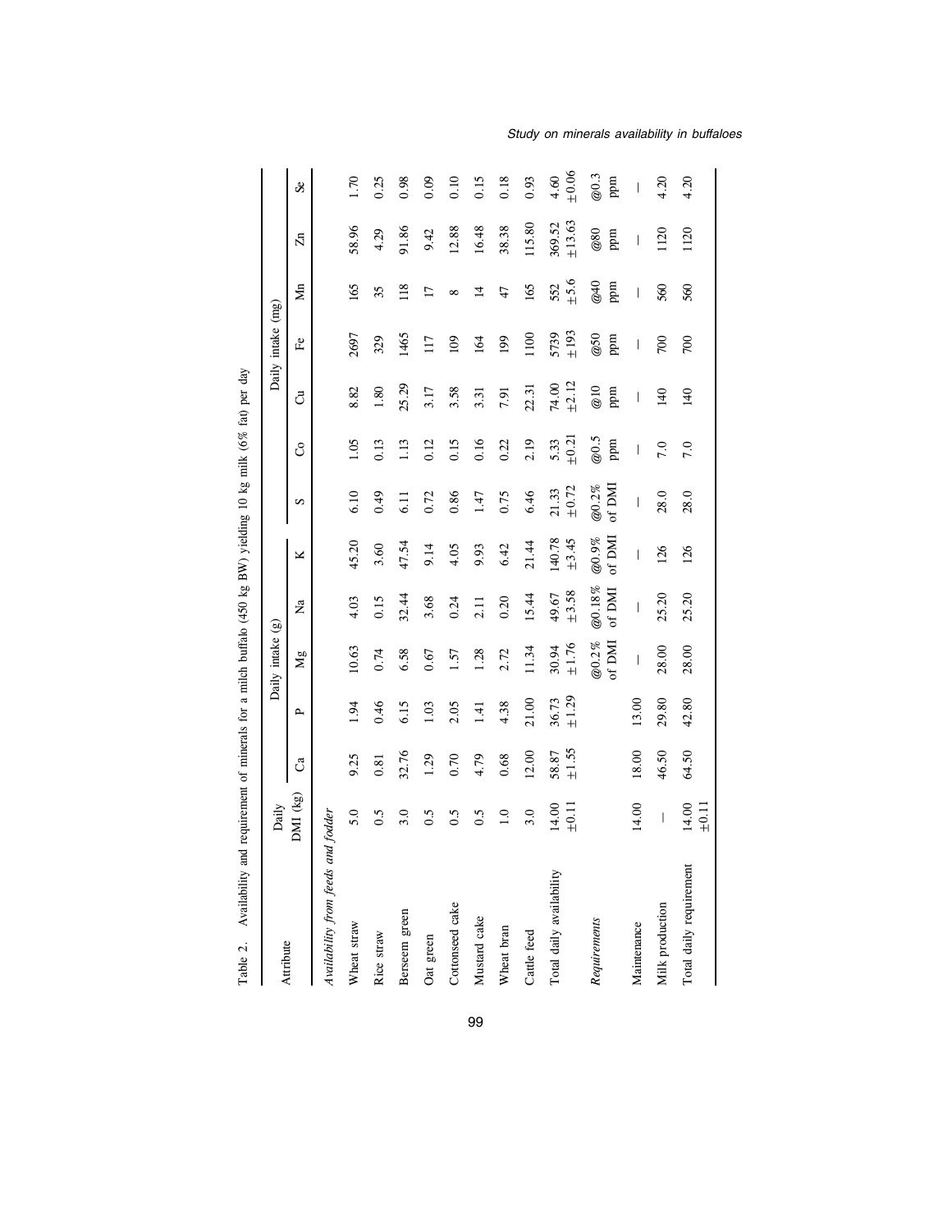Table 2. Availability and requirement of minerals for a milch buffalo (450 kg BW) yielding 10 kg milk (6% fat) per day

| Attribute | Daily DMI (kg) | Daily intake (g) | | | | | | Daily intake (mg) | | | | | |
|---|---|---|---|---|---|---|---|---|---|---|---|---|---|
| | | Ca | P | Mg | Na | K | S | Co | Cu | Fe | Mn | Zn | Se |
| *Availability from feeds and fodder* | | | | | | | | | | | | | |
| Wheat straw | 5.0 | 9.25 | 1.94 | 10.63 | 4.03 | 45.20 | 6.10 | 1.05 | 8.82 | 2697 | 165 | 58.96 | 1.70 |
| Rice straw | 0.5 | 0.81 | 0.46 | 0.74 | 0.15 | 3.60 | 0.49 | 0.13 | 1.80 | 329 | 35 | 4.29 | 0.25 |
| Berseem green | 3.0 | 32.76 | 6.15 | 6.58 | 32.44 | 47.54 | 6.11 | 1.13 | 25.29 | 1465 | 118 | 91.86 | 0.98 |
| Oat green | 0.5 | 1.29 | 1.03 | 0.67 | 3.68 | 9.14 | 0.72 | 0.12 | 3.17 | 117 | 17 | 9.42 | 0.09 |
| Cottonseed cake | 0.5 | 0.70 | 2.05 | 1.57 | 0.24 | 4.05 | 0.86 | 0.15 | 3.58 | 109 | 8 | 12.88 | 0.10 |
| Mustard cake | 0.5 | 4.79 | 1.41 | 1.28 | 2.11 | 9.93 | 1.47 | 0.16 | 3.31 | 164 | 14 | 16.48 | 0.15 |
| Wheat bran | 1.0 | 0.68 | 4.38 | 2.72 | 0.20 | 6.42 | 0.75 | 0.22 | 7.91 | 199 | 47 | 38.38 | 0.18 |
| Cattle feed | 3.0 | 12.00 | 21.00 | 11.34 | 15.44 | 21.44 | 6.46 | 2.19 | 22.31 | 1100 | 165 | 115.80 | 0.93 |
| Total daily availability | 14.00 ±0.11 | 58.87 ±1.55 | 36.73 ±1.29 | 30.94 ±1.76 | 49.67 ±3.58 | 140.78 ±3.45 | 21.33 ±0.72 | 5.33 ±0.21 | 74.00 ±2.12 | 5739 ±193 | 552 ±5.6 | 369.52 ±13.63 | 4.60 ±0.06 |
| *Requirements* | | | | @0.2% of DMI | @0.18% of DMI | @0.9% of DMI | @0.2% of DMI | @0.5 ppm | @10 ppm | @50 ppm | @40 ppm | @80 ppm | @0.3 ppm |
| Maintenance | 14.00 | 18.00 | 13.00 | — | — | — | — | — | — | — | — | — | — |
| Milk production | — | 46.50 | 29.80 | 28.00 | 25.20 | 126 | 28.0 | 7.0 | 140 | 700 | 560 | 1120 | 4.20 |
| Total daily requirement | 14.00 ±0.11 | 64.50 | 42.80 | 28.00 | 25.20 | 126 | 28.0 | 7.0 | 140 | 700 | 560 | 1120 | 4.20 |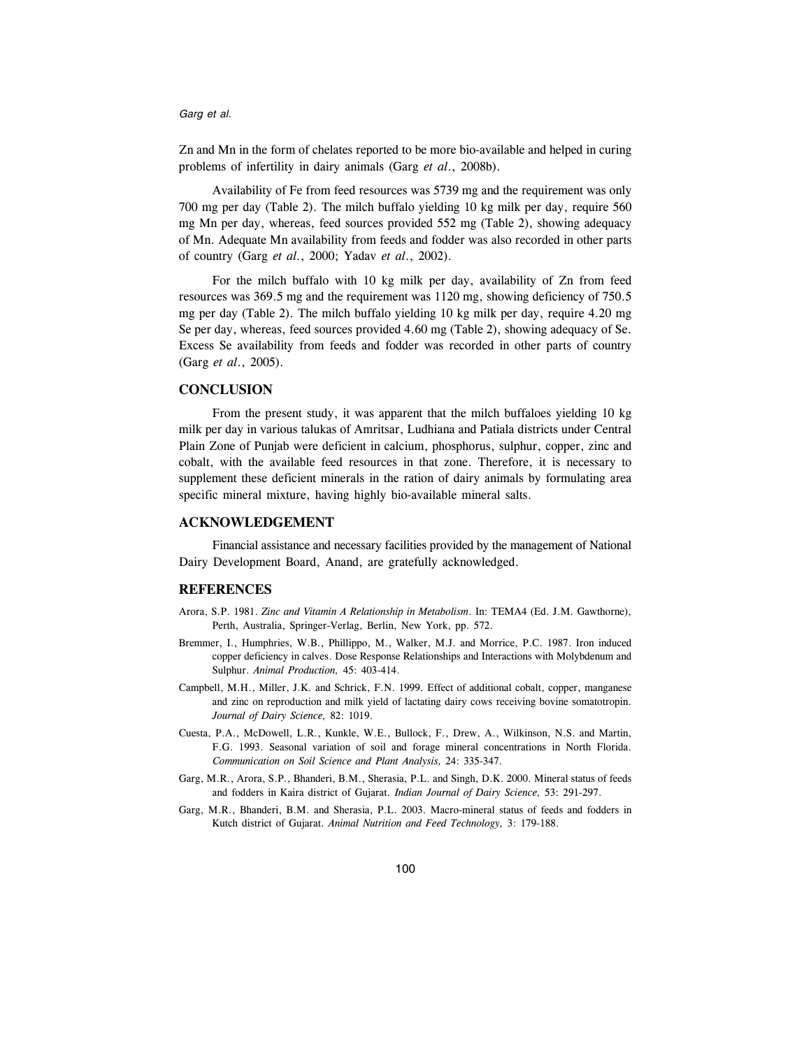Zn and Mn in the form of chelates reported to be more bio-available and helped in curing problems of infertility in dairy animals (Garg *et al*., 2008b).

Availability of Fe from feed resources was 5739 mg and the requirement was only 700 mg per day (Table 2). The milch buffalo yielding 10 kg milk per day, require 560 mg Mn per day, whereas, feed sources provided 552 mg (Table 2), showing adequacy of Mn. Adequate Mn availability from feeds and fodder was also recorded in other parts of country (Garg *et al*., 2000; Yadav *et al*., 2002).

For the milch buffalo with 10 kg milk per day, availability of Zn from feed resources was 369.5 mg and the requirement was 1120 mg, showing deficiency of 750.5 mg per day (Table 2). The milch buffalo yielding 10 kg milk per day, require 4.20 mg Se per day, whereas, feed sources provided 4.60 mg (Table 2), showing adequacy of Se. Excess Se availability from feeds and fodder was recorded in other parts of country (Garg *et al*., 2005).

## CONCLUSION

From the present study, it was apparent that the milch buffaloes yielding 10 kg milk per day in various talukas of Amritsar, Ludhiana and Patiala districts under Central Plain Zone of Punjab were deficient in calcium, phosphorus, sulphur, copper, zinc and cobalt, with the available feed resources in that zone. Therefore, it is necessary to supplement these deficient minerals in the ration of dairy animals by formulating area specific mineral mixture, having highly bio-available mineral salts.

## ACKNOWLEDGEMENT

Financial assistance and necessary facilities provided by the management of National Dairy Development Board, Anand, are gratefully acknowledged.

## REFERENCES

Arora, S.P. 1981. *Zinc and Vitamin A Relationship in Metabolism*. In: TEMA4 (Ed. J.M. Gawthorne), Perth, Australia, Springer-Verlag, Berlin, New York, pp. 572.

Bremmer, I., Humphries, W.B., Phillippo, M., Walker, M.J. and Morrice, P.C. 1987. Iron induced copper deficiency in calves. Dose Response Relationships and Interactions with Molybdenum and Sulphur. *Animal Production,* 45: 403-414.

Campbell, M.H., Miller, J.K. and Schrick, F.N. 1999. Effect of additional cobalt, copper, manganese and zinc on reproduction and milk yield of lactating dairy cows receiving bovine somatotropin. *Journal of Dairy Science,* 82: 1019.

Cuesta, P.A., McDowell, L.R., Kunkle, W.E., Bullock, F., Drew, A., Wilkinson, N.S. and Martin, F.G. 1993. Seasonal variation of soil and forage mineral concentrations in North Florida. *Communication on Soil Science and Plant Analysis,* 24: 335-347.

Garg, M.R., Arora, S.P., Bhanderi, B.M., Sherasia, P.L. and Singh, D.K. 2000. Mineral status of feeds and fodders in Kaira district of Gujarat. *Indian Journal of Dairy Science,* 53: 291-297.

Garg, M.R., Bhanderi, B.M. and Sherasia, P.L. 2003. Macro-mineral status of feeds and fodders in Kutch district of Gujarat. *Animal Nutrition and Feed Technology,* 3: 179-188.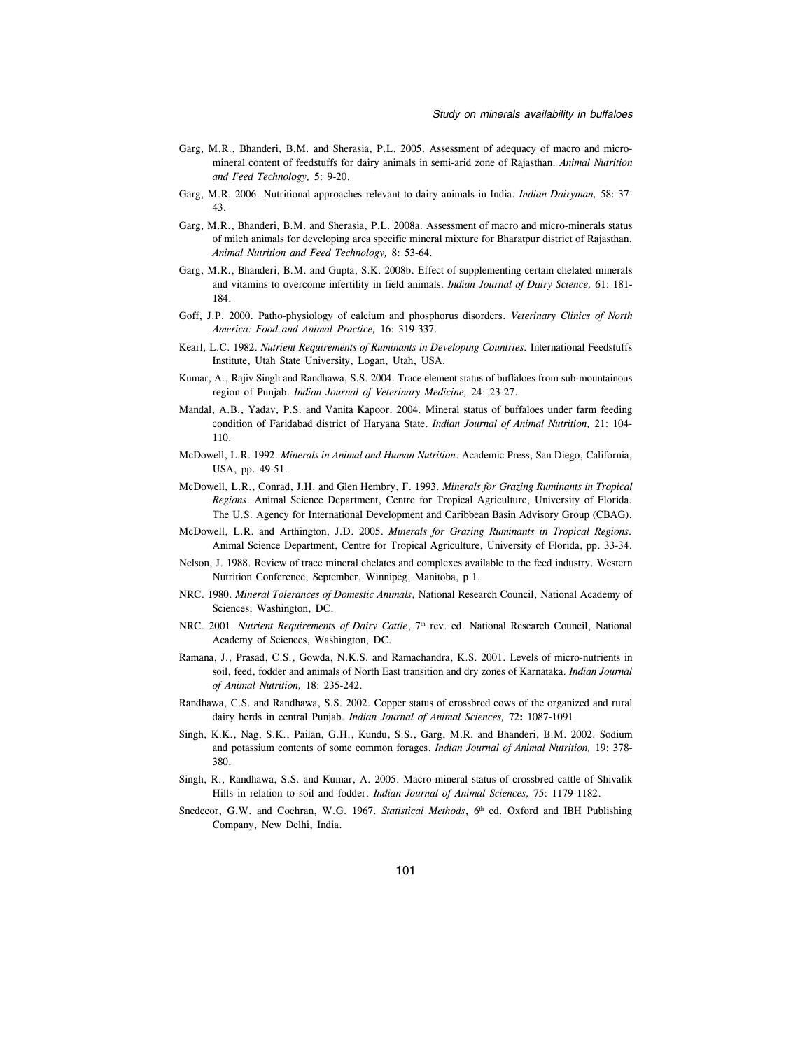Garg, M.R., Bhanderi, B.M. and Sherasia, P.L. 2005. Assessment of adequacy of macro and micro-mineral content of feedstuffs for dairy animals in semi-arid zone of Rajasthan. *Animal Nutrition and Feed Technology,* 5: 9-20.

Garg, M.R. 2006. Nutritional approaches relevant to dairy animals in India. *Indian Dairyman,* 58: 37-43.

Garg, M.R., Bhanderi, B.M. and Sherasia, P.L. 2008a. Assessment of macro and micro-minerals status of milch animals for developing area specific mineral mixture for Bharatpur district of Rajasthan. *Animal Nutrition and Feed Technology,* 8: 53-64.

Garg, M.R., Bhanderi, B.M. and Gupta, S.K. 2008b. Effect of supplementing certain chelated minerals and vitamins to overcome infertility in field animals. *Indian Journal of Dairy Science,* 61: 181-184.

Goff, J.P. 2000. Patho-physiology of calcium and phosphorus disorders. *Veterinary Clinics of North America: Food and Animal Practice,* 16: 319-337.

Kearl, L.C. 1982. *Nutrient Requirements of Ruminants in Developing Countries*. International Feedstuffs Institute, Utah State University, Logan, Utah, USA.

Kumar, A., Rajiv Singh and Randhawa, S.S. 2004. Trace element status of buffaloes from sub-mountainous region of Punjab. *Indian Journal of Veterinary Medicine,* 24: 23-27.

Mandal, A.B., Yadav, P.S. and Vanita Kapoor. 2004. Mineral status of buffaloes under farm feeding condition of Faridabad district of Haryana State. *Indian Journal of Animal Nutrition,* 21: 104-110.

McDowell, L.R. 1992. *Minerals in Animal and Human Nutrition*. Academic Press, San Diego, California, USA, pp. 49-51.

McDowell, L.R., Conrad, J.H. and Glen Hembry, F. 1993. *Minerals for Grazing Ruminants in Tropical Regions*. Animal Science Department, Centre for Tropical Agriculture, University of Florida. The U.S. Agency for International Development and Caribbean Basin Advisory Group (CBAG).

McDowell, L.R. and Arthington, J.D. 2005. *Minerals for Grazing Ruminants in Tropical Regions*. Animal Science Department, Centre for Tropical Agriculture, University of Florida, pp. 33-34.

Nelson, J. 1988. Review of trace mineral chelates and complexes available to the feed industry. Western Nutrition Conference, September, Winnipeg, Manitoba, p.1.

NRC. 1980. *Mineral Tolerances of Domestic Animals*, National Research Council, National Academy of Sciences, Washington, DC.

NRC. 2001. *Nutrient Requirements of Dairy Cattle*, 7th rev. ed. National Research Council, National Academy of Sciences, Washington, DC.

Ramana, J., Prasad, C.S., Gowda, N.K.S. and Ramachandra, K.S. 2001. Levels of micro-nutrients in soil, feed, fodder and animals of North East transition and dry zones of Karnataka. *Indian Journal of Animal Nutrition,* 18: 235-242.

Randhawa, C.S. and Randhawa, S.S. 2002. Copper status of crossbred cows of the organized and rural dairy herds in central Punjab. *Indian Journal of Animal Sciences,* 72**:** 1087-1091.

Singh, K.K., Nag, S.K., Pailan, G.H., Kundu, S.S., Garg, M.R. and Bhanderi, B.M. 2002. Sodium and potassium contents of some common forages. *Indian Journal of Animal Nutrition,* 19: 378-380.

Singh, R., Randhawa, S.S. and Kumar, A. 2005. Macro-mineral status of crossbred cattle of Shivalik Hills in relation to soil and fodder. *Indian Journal of Animal Sciences,* 75: 1179-1182.

Snedecor, G.W. and Cochran, W.G. 1967. *Statistical Methods*, 6th ed. Oxford and IBH Publishing Company, New Delhi, India.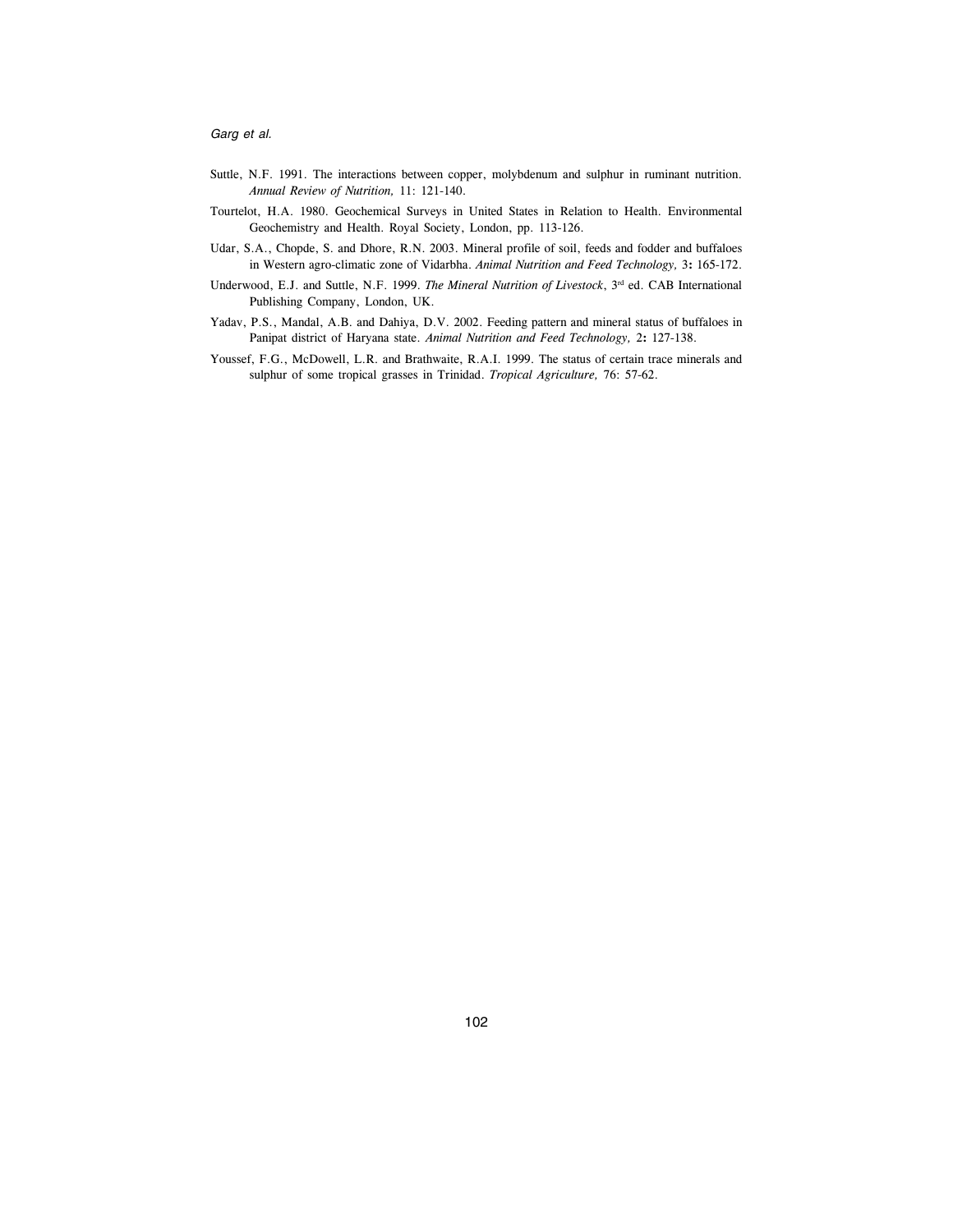Suttle, N.F. 1991. The interactions between copper, molybdenum and sulphur in ruminant nutrition. *Annual Review of Nutrition,* 11: 121-140.

Tourtelot, H.A. 1980. Geochemical Surveys in United States in Relation to Health. Environmental Geochemistry and Health. Royal Society, London, pp. 113-126.

Udar, S.A., Chopde, S. and Dhore, R.N. 2003. Mineral profile of soil, feeds and fodder and buffaloes in Western agro-climatic zone of Vidarbha. *Animal Nutrition and Feed Technology,* 3**:** 165-172.

Underwood, E.J. and Suttle, N.F. 1999. *The Mineral Nutrition of Livestock*, 3rd ed. CAB International Publishing Company, London, UK.

Yadav, P.S., Mandal, A.B. and Dahiya, D.V. 2002. Feeding pattern and mineral status of buffaloes in Panipat district of Haryana state. *Animal Nutrition and Feed Technology,* 2**:** 127-138.

Youssef, F.G., McDowell, L.R. and Brathwaite, R.A.I. 1999. The status of certain trace minerals and sulphur of some tropical grasses in Trinidad. *Tropical Agriculture,* 76: 57-62.